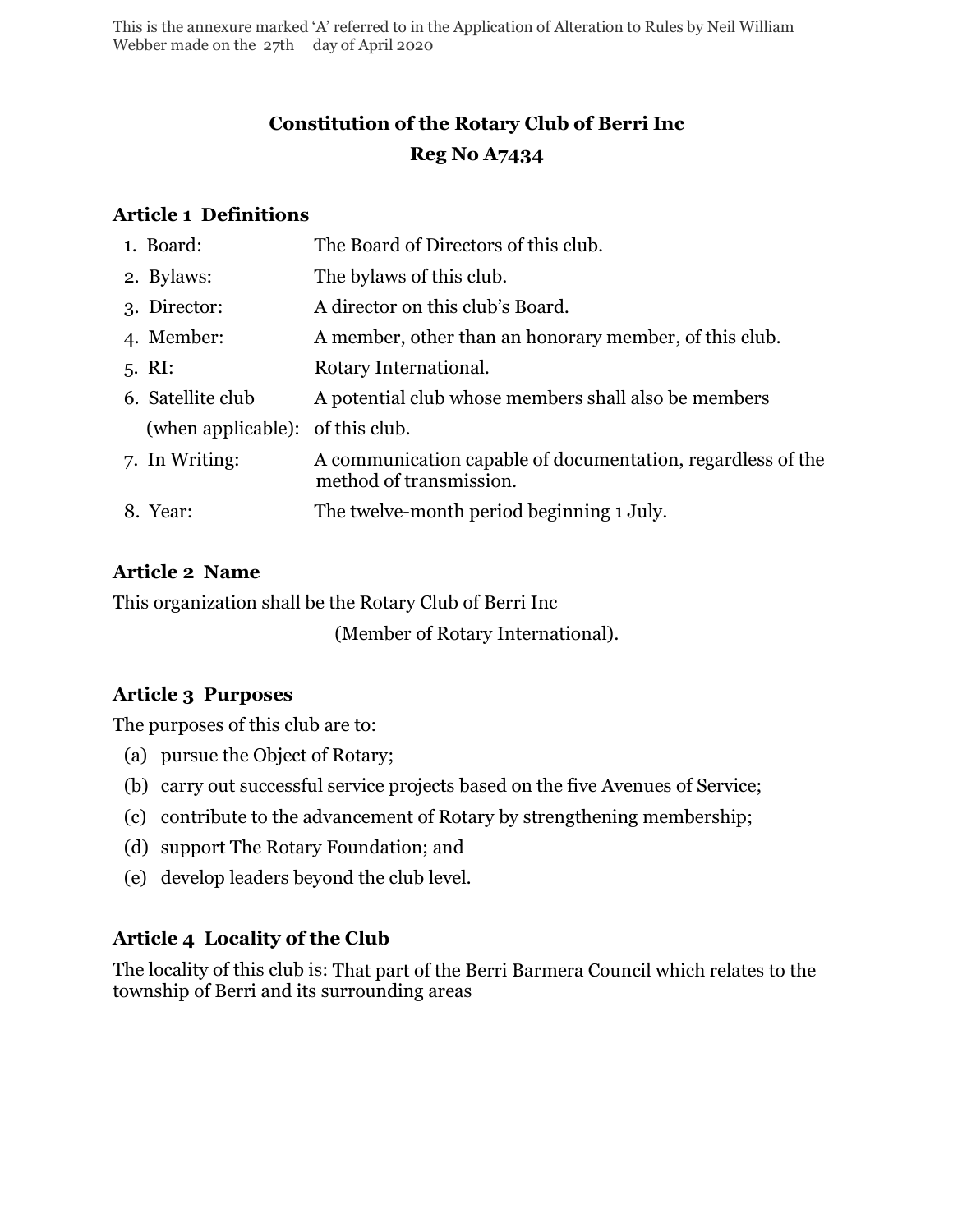This is the annexure marked 'A' referred to in the Application of Alteration to Rules by Neil William Webber made on the 27th day of April 2020

# Constitution of the Rotary Club of Berri Inc

# Reg No A7434

## Article 1 Definitions

| | |
|---|---|
| 1. Board: | The Board of Directors of this club. |
| 2. Bylaws: | The bylaws of this club. |
| 3. Director: | A director on this club's Board. |
| 4. Member: | A member, other than an honorary member, of this club. |
| 5. RI: | Rotary International. |
| 6. Satellite club (when applicable): | A potential club whose members shall also be members of this club. |
| 7. In Writing: | A communication capable of documentation, regardless of the method of transmission. |
| 8. Year: | The twelve-month period beginning 1 July. |

## Article 2 Name

This organization shall be the Rotary Club of Berri Inc

(Member of Rotary International).

## Article 3 Purposes

The purposes of this club are to:

(a) pursue the Object of Rotary;

(b) carry out successful service projects based on the five Avenues of Service;

(c) contribute to the advancement of Rotary by strengthening membership;

(d) support The Rotary Foundation; and

(e) develop leaders beyond the club level.

## Article 4 Locality of the Club

The locality of this club is: That part of the Berri Barmera Council which relates to the township of Berri and its surrounding areas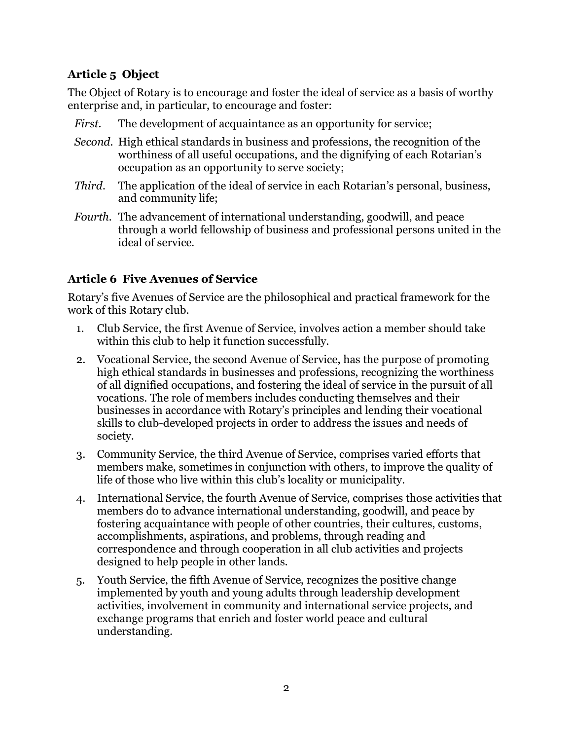### Article 5 Object

The Object of Rotary is to encourage and foster the ideal of service as a basis of worthy enterprise and, in particular, to encourage and foster:

*First*. The development of acquaintance as an opportunity for service;

*Second*. High ethical standards in business and professions, the recognition of the worthiness of all useful occupations, and the dignifying of each Rotarian's occupation as an opportunity to serve society;

*Third*. The application of the ideal of service in each Rotarian's personal, business, and community life;

*Fourth*. The advancement of international understanding, goodwill, and peace through a world fellowship of business and professional persons united in the ideal of service.

### Article 6 Five Avenues of Service

Rotary's five Avenues of Service are the philosophical and practical framework for the work of this Rotary club.

1. Club Service, the first Avenue of Service, involves action a member should take within this club to help it function successfully.
2. Vocational Service, the second Avenue of Service, has the purpose of promoting high ethical standards in businesses and professions, recognizing the worthiness of all dignified occupations, and fostering the ideal of service in the pursuit of all vocations. The role of members includes conducting themselves and their businesses in accordance with Rotary's principles and lending their vocational skills to club-developed projects in order to address the issues and needs of society.
3. Community Service, the third Avenue of Service, comprises varied efforts that members make, sometimes in conjunction with others, to improve the quality of life of those who live within this club's locality or municipality.
4. International Service, the fourth Avenue of Service, comprises those activities that members do to advance international understanding, goodwill, and peace by fostering acquaintance with people of other countries, their cultures, customs, accomplishments, aspirations, and problems, through reading and correspondence and through cooperation in all club activities and projects designed to help people in other lands.
5. Youth Service, the fifth Avenue of Service, recognizes the positive change implemented by youth and young adults through leadership development activities, involvement in community and international service projects, and exchange programs that enrich and foster world peace and cultural understanding.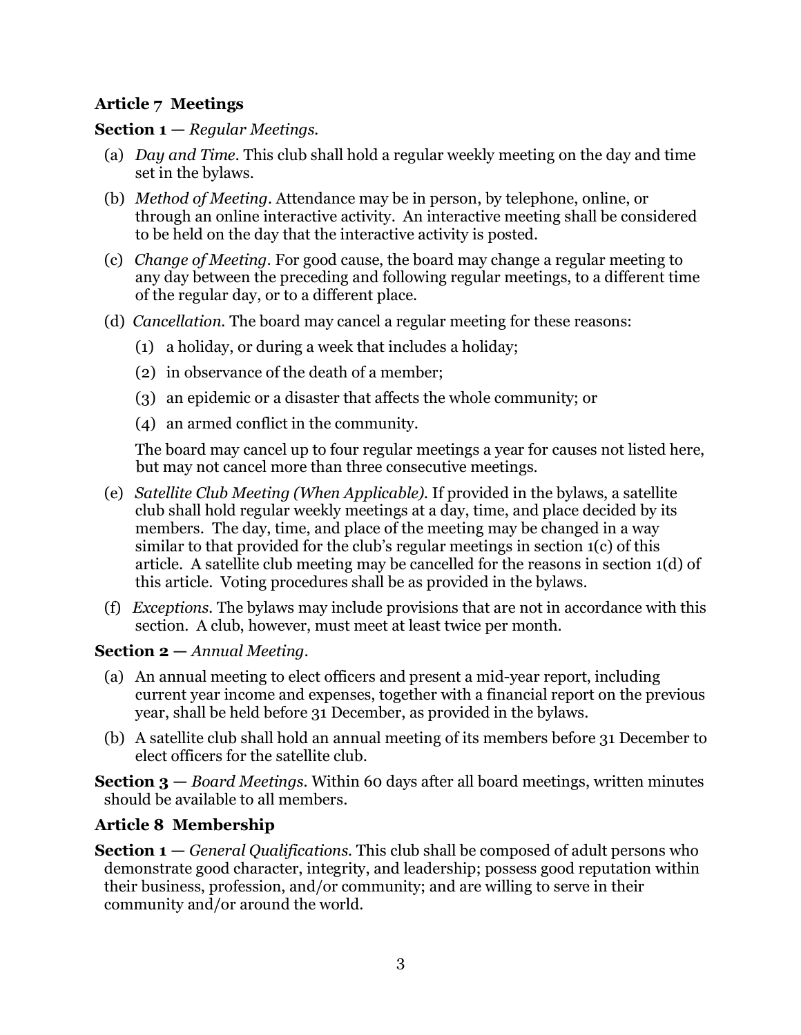## Article 7 Meetings

**Section 1 —** *Regular Meetings.*

(a) *Day and Time.* This club shall hold a regular weekly meeting on the day and time set in the bylaws.

(b) *Method of Meeting*. Attendance may be in person, by telephone, online, or through an online interactive activity. An interactive meeting shall be considered to be held on the day that the interactive activity is posted.

(c) *Change of Meeting*. For good cause, the board may change a regular meeting to any day between the preceding and following regular meetings, to a different time of the regular day, or to a different place.

(d) *Cancellation.* The board may cancel a regular meeting for these reasons:

  (1) a holiday, or during a week that includes a holiday;

  (2) in observance of the death of a member;

  (3) an epidemic or a disaster that affects the whole community; or

  (4) an armed conflict in the community.

  The board may cancel up to four regular meetings a year for causes not listed here, but may not cancel more than three consecutive meetings.

(e) *Satellite Club Meeting (When Applicable).* If provided in the bylaws, a satellite club shall hold regular weekly meetings at a day, time, and place decided by its members. The day, time, and place of the meeting may be changed in a way similar to that provided for the club's regular meetings in section 1(c) of this article. A satellite club meeting may be cancelled for the reasons in section 1(d) of this article. Voting procedures shall be as provided in the bylaws.

(f) *Exceptions.* The bylaws may include provisions that are not in accordance with this section. A club, however, must meet at least twice per month.

**Section 2 —** *Annual Meeting*.

(a) An annual meeting to elect officers and present a mid-year report, including current year income and expenses, together with a financial report on the previous year, shall be held before 31 December, as provided in the bylaws.

(b) A satellite club shall hold an annual meeting of its members before 31 December to elect officers for the satellite club.

**Section 3 —** *Board Meetings.* Within 60 days after all board meetings, written minutes should be available to all members.

## Article 8 Membership

**Section 1 —** *General Qualifications.* This club shall be composed of adult persons who demonstrate good character, integrity, and leadership; possess good reputation within their business, profession, and/or community; and are willing to serve in their community and/or around the world.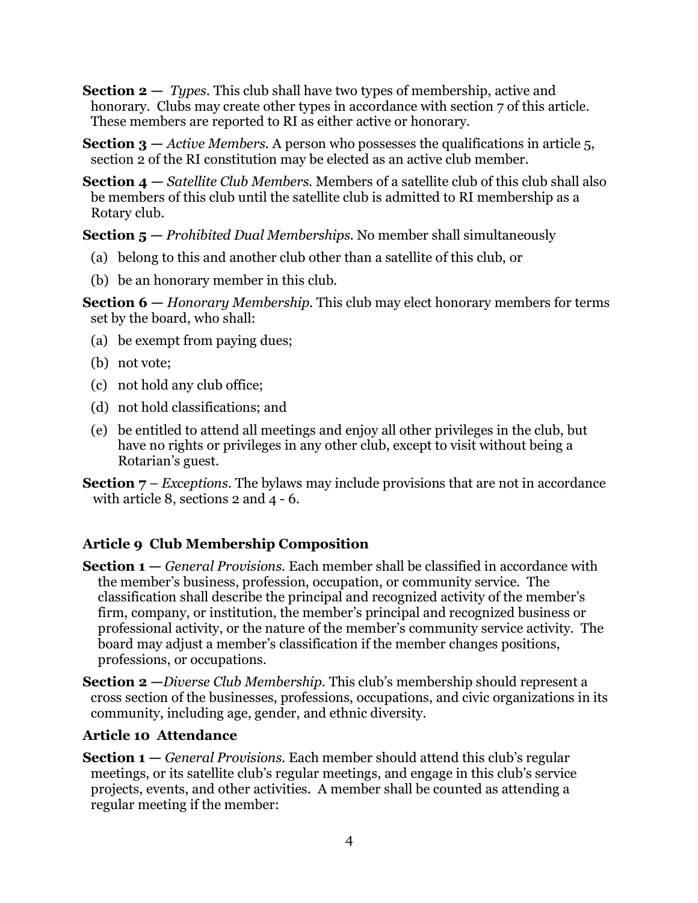**Section 2 —** *Types.* This club shall have two types of membership, active and honorary. Clubs may create other types in accordance with section 7 of this article. These members are reported to RI as either active or honorary.

**Section 3 —** *Active Members.* A person who possesses the qualifications in article 5, section 2 of the RI constitution may be elected as an active club member.

**Section 4 —** *Satellite Club Members.* Members of a satellite club of this club shall also be members of this club until the satellite club is admitted to RI membership as a Rotary club.

**Section 5 —** *Prohibited Dual Memberships.* No member shall simultaneously

(a) belong to this and another club other than a satellite of this club, or

(b) be an honorary member in this club.

**Section 6 —** *Honorary Membership.* This club may elect honorary members for terms set by the board, who shall:

(a) be exempt from paying dues;

(b) not vote;

(c) not hold any club office;

(d) not hold classifications; and

(e) be entitled to attend all meetings and enjoy all other privileges in the club, but have no rights or privileges in any other club, except to visit without being a Rotarian's guest.

**Section 7** – *Exceptions.* The bylaws may include provisions that are not in accordance with article 8, sections 2 and 4 - 6.

### Article 9 Club Membership Composition

**Section 1 —** *General Provisions.* Each member shall be classified in accordance with the member's business, profession, occupation, or community service. The classification shall describe the principal and recognized activity of the member's firm, company, or institution, the member's principal and recognized business or professional activity, or the nature of the member's community service activity. The board may adjust a member's classification if the member changes positions, professions, or occupations.

**Section 2 —***Diverse Club Membership.* This club's membership should represent a cross section of the businesses, professions, occupations, and civic organizations in its community, including age, gender, and ethnic diversity.

### Article 10 Attendance

**Section 1 —** *General Provisions.* Each member should attend this club's regular meetings, or its satellite club's regular meetings, and engage in this club's service projects, events, and other activities. A member shall be counted as attending a regular meeting if the member: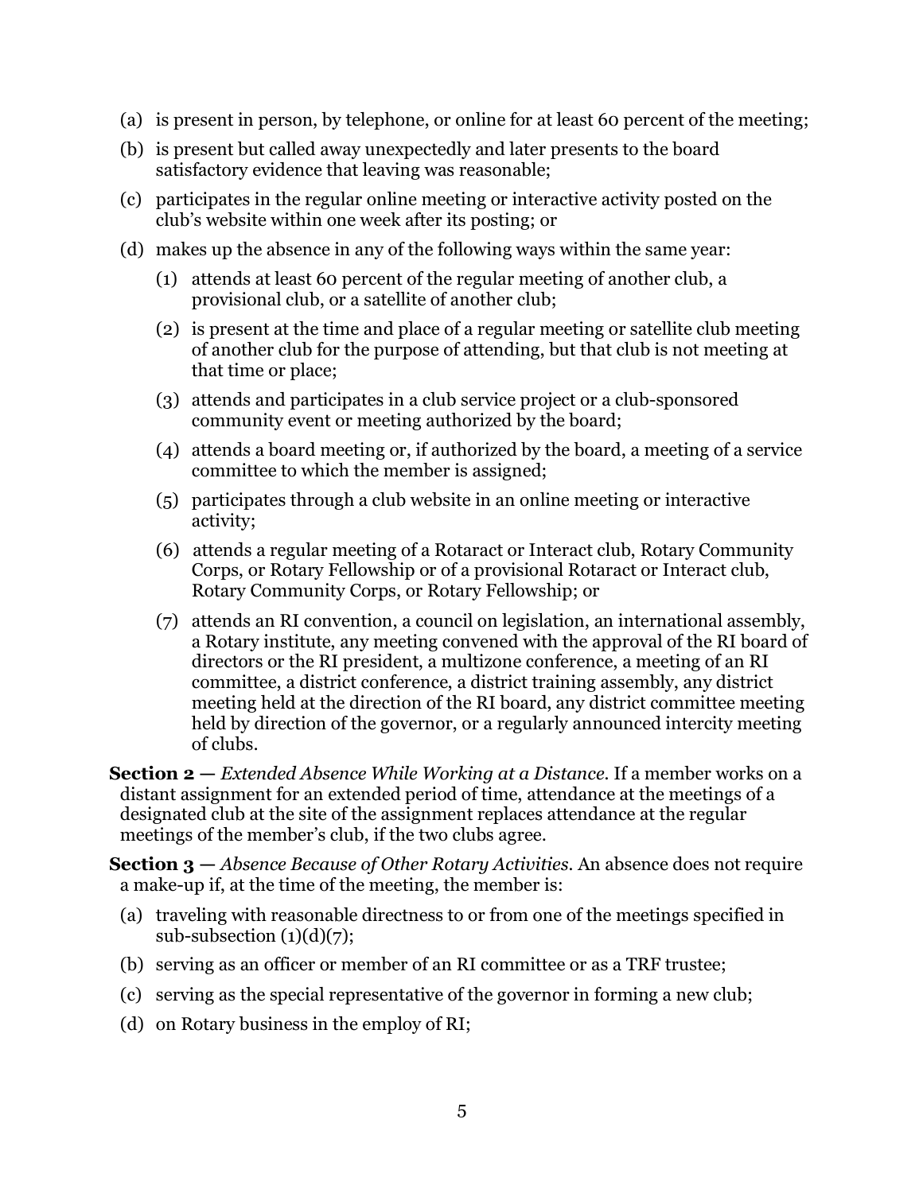(a) is present in person, by telephone, or online for at least 60 percent of the meeting;

(b) is present but called away unexpectedly and later presents to the board satisfactory evidence that leaving was reasonable;

(c) participates in the regular online meeting or interactive activity posted on the club's website within one week after its posting; or

(d) makes up the absence in any of the following ways within the same year:

   (1) attends at least 60 percent of the regular meeting of another club, a provisional club, or a satellite of another club;

   (2) is present at the time and place of a regular meeting or satellite club meeting of another club for the purpose of attending, but that club is not meeting at that time or place;

   (3) attends and participates in a club service project or a club-sponsored community event or meeting authorized by the board;

   (4) attends a board meeting or, if authorized by the board, a meeting of a service committee to which the member is assigned;

   (5) participates through a club website in an online meeting or interactive activity;

   (6) attends a regular meeting of a Rotaract or Interact club, Rotary Community Corps, or Rotary Fellowship or of a provisional Rotaract or Interact club, Rotary Community Corps, or Rotary Fellowship; or

   (7) attends an RI convention, a council on legislation, an international assembly, a Rotary institute, any meeting convened with the approval of the RI board of directors or the RI president, a multizone conference, a meeting of an RI committee, a district conference, a district training assembly, any district meeting held at the direction of the RI board, any district committee meeting held by direction of the governor, or a regularly announced intercity meeting of clubs.

**Section 2 —** *Extended Absence While Working at a Distance.* If a member works on a distant assignment for an extended period of time, attendance at the meetings of a designated club at the site of the assignment replaces attendance at the regular meetings of the member's club, if the two clubs agree.

**Section 3 —** *Absence Because of Other Rotary Activities.* An absence does not require a make-up if, at the time of the meeting, the member is:

(a) traveling with reasonable directness to or from one of the meetings specified in sub-subsection (1)(d)(7);

(b) serving as an officer or member of an RI committee or as a TRF trustee;

(c) serving as the special representative of the governor in forming a new club;

(d) on Rotary business in the employ of RI;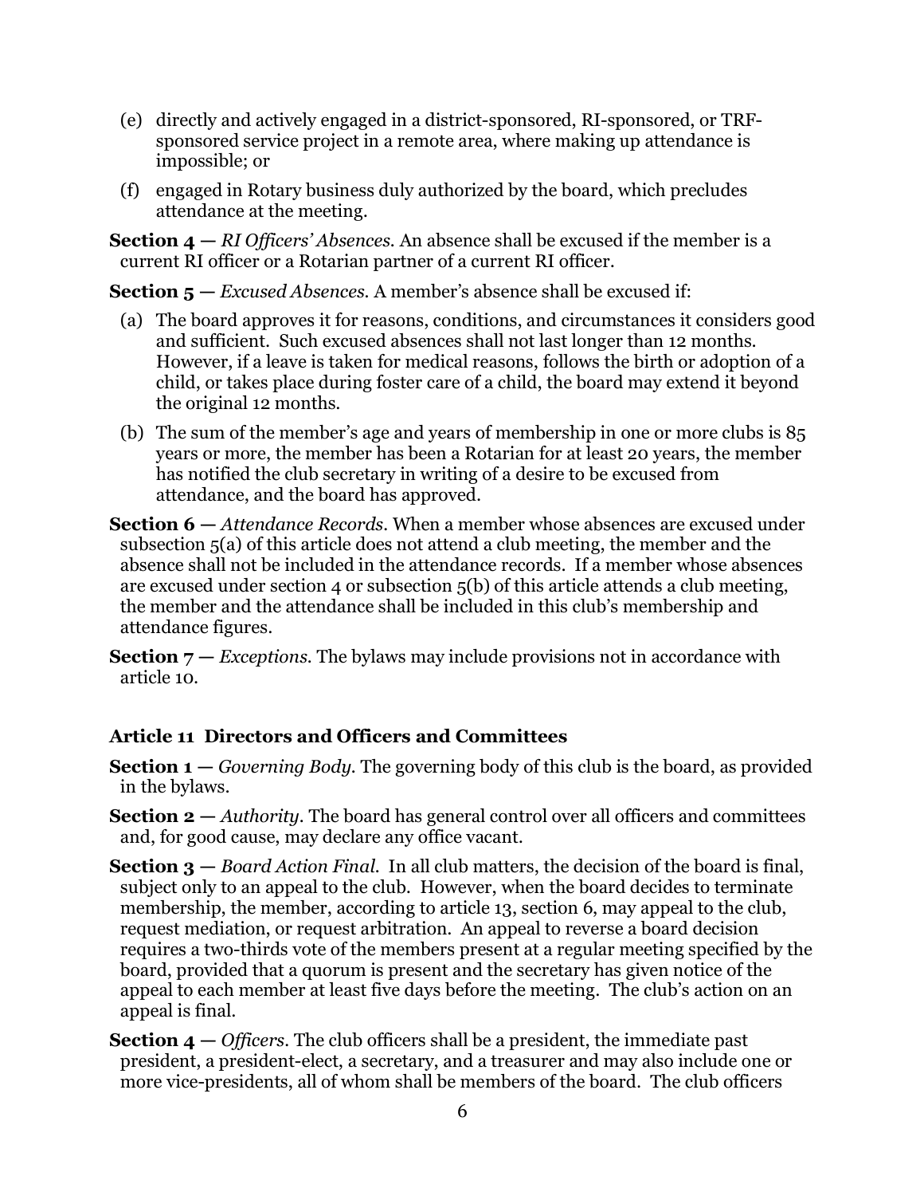(e) directly and actively engaged in a district-sponsored, RI-sponsored, or TRF-sponsored service project in a remote area, where making up attendance is impossible; or

(f) engaged in Rotary business duly authorized by the board, which precludes attendance at the meeting.

**Section 4 —** *RI Officers' Absences.* An absence shall be excused if the member is a current RI officer or a Rotarian partner of a current RI officer.

**Section 5 —** *Excused Absences.* A member's absence shall be excused if:

(a) The board approves it for reasons, conditions, and circumstances it considers good and sufficient. Such excused absences shall not last longer than 12 months. However, if a leave is taken for medical reasons, follows the birth or adoption of a child, or takes place during foster care of a child, the board may extend it beyond the original 12 months.

(b) The sum of the member's age and years of membership in one or more clubs is 85 years or more, the member has been a Rotarian for at least 20 years, the member has notified the club secretary in writing of a desire to be excused from attendance, and the board has approved.

**Section 6 —** *Attendance Records.* When a member whose absences are excused under subsection 5(a) of this article does not attend a club meeting, the member and the absence shall not be included in the attendance records. If a member whose absences are excused under section 4 or subsection 5(b) of this article attends a club meeting, the member and the attendance shall be included in this club's membership and attendance figures.

**Section 7 —** *Exceptions.* The bylaws may include provisions not in accordance with article 10.

### Article 11 Directors and Officers and Committees

**Section 1 —** *Governing Body.* The governing body of this club is the board, as provided in the bylaws.

**Section 2 —** *Authority.* The board has general control over all officers and committees and, for good cause, may declare any office vacant.

**Section 3 —** *Board Action Final.* In all club matters, the decision of the board is final, subject only to an appeal to the club. However, when the board decides to terminate membership, the member, according to article 13, section 6, may appeal to the club, request mediation, or request arbitration. An appeal to reverse a board decision requires a two-thirds vote of the members present at a regular meeting specified by the board, provided that a quorum is present and the secretary has given notice of the appeal to each member at least five days before the meeting. The club's action on an appeal is final.

**Section 4 —** *Officers.* The club officers shall be a president, the immediate past president, a president-elect, a secretary, and a treasurer and may also include one or more vice-presidents, all of whom shall be members of the board. The club officers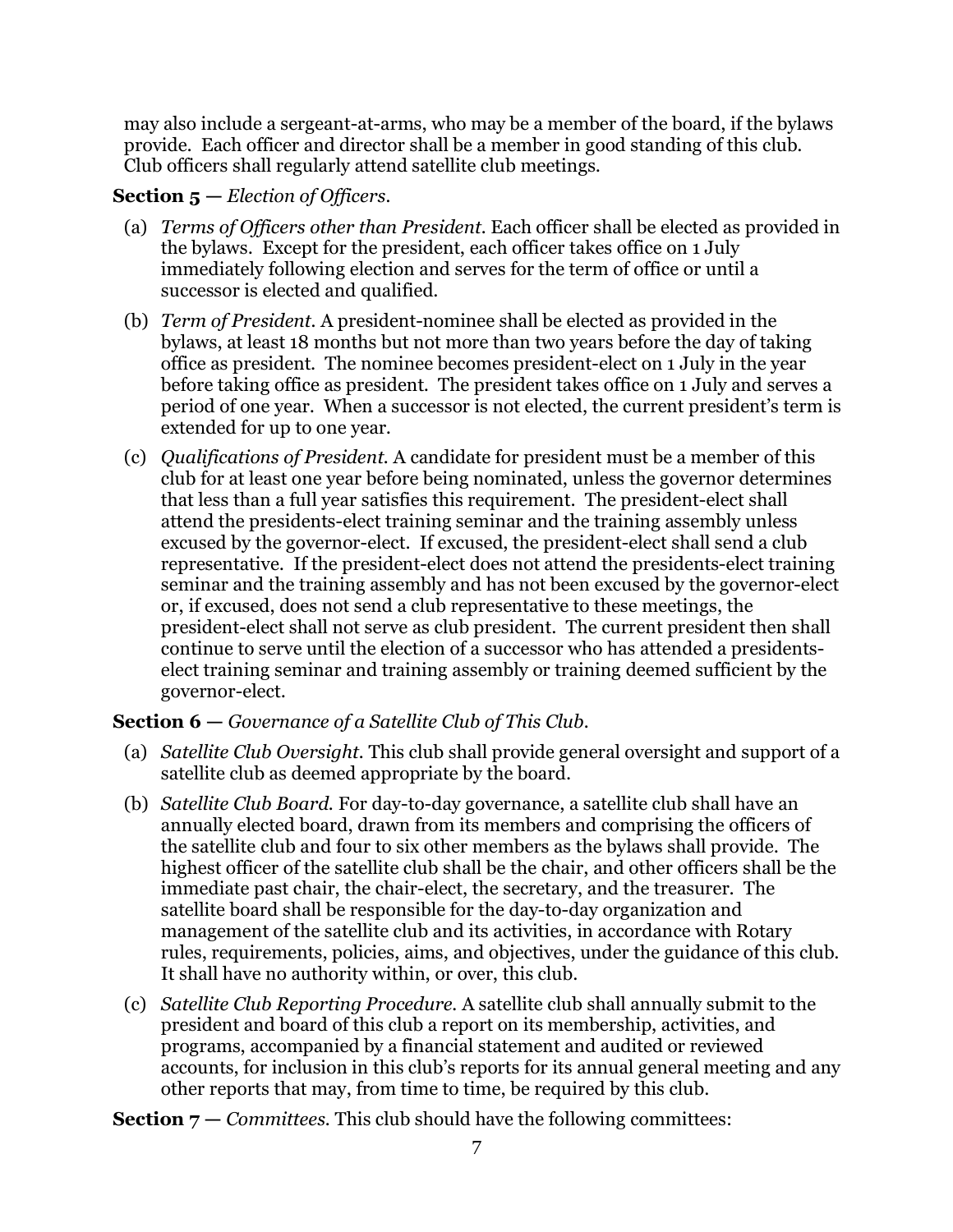may also include a sergeant-at-arms, who may be a member of the board, if the bylaws provide. Each officer and director shall be a member in good standing of this club. Club officers shall regularly attend satellite club meetings.

**Section 5 —** *Election of Officers.*

(a) *Terms of Officers other than President.* Each officer shall be elected as provided in the bylaws. Except for the president, each officer takes office on 1 July immediately following election and serves for the term of office or until a successor is elected and qualified.

(b) *Term of President.* A president-nominee shall be elected as provided in the bylaws, at least 18 months but not more than two years before the day of taking office as president. The nominee becomes president-elect on 1 July in the year before taking office as president. The president takes office on 1 July and serves a period of one year. When a successor is not elected, the current president's term is extended for up to one year.

(c) *Qualifications of President.* A candidate for president must be a member of this club for at least one year before being nominated, unless the governor determines that less than a full year satisfies this requirement. The president-elect shall attend the presidents-elect training seminar and the training assembly unless excused by the governor-elect. If excused, the president-elect shall send a club representative. If the president-elect does not attend the presidents-elect training seminar and the training assembly and has not been excused by the governor-elect or, if excused, does not send a club representative to these meetings, the president-elect shall not serve as club president. The current president then shall continue to serve until the election of a successor who has attended a presidents-elect training seminar and training assembly or training deemed sufficient by the governor-elect.

**Section 6 —** *Governance of a Satellite Club of This Club.*

(a) *Satellite Club Oversight.* This club shall provide general oversight and support of a satellite club as deemed appropriate by the board.

(b) *Satellite Club Board.* For day-to-day governance, a satellite club shall have an annually elected board, drawn from its members and comprising the officers of the satellite club and four to six other members as the bylaws shall provide. The highest officer of the satellite club shall be the chair, and other officers shall be the immediate past chair, the chair-elect, the secretary, and the treasurer. The satellite board shall be responsible for the day-to-day organization and management of the satellite club and its activities, in accordance with Rotary rules, requirements, policies, aims, and objectives, under the guidance of this club. It shall have no authority within, or over, this club.

(c) *Satellite Club Reporting Procedure.* A satellite club shall annually submit to the president and board of this club a report on its membership, activities, and programs, accompanied by a financial statement and audited or reviewed accounts, for inclusion in this club's reports for its annual general meeting and any other reports that may, from time to time, be required by this club.

**Section 7 —** *Committees.* This club should have the following committees: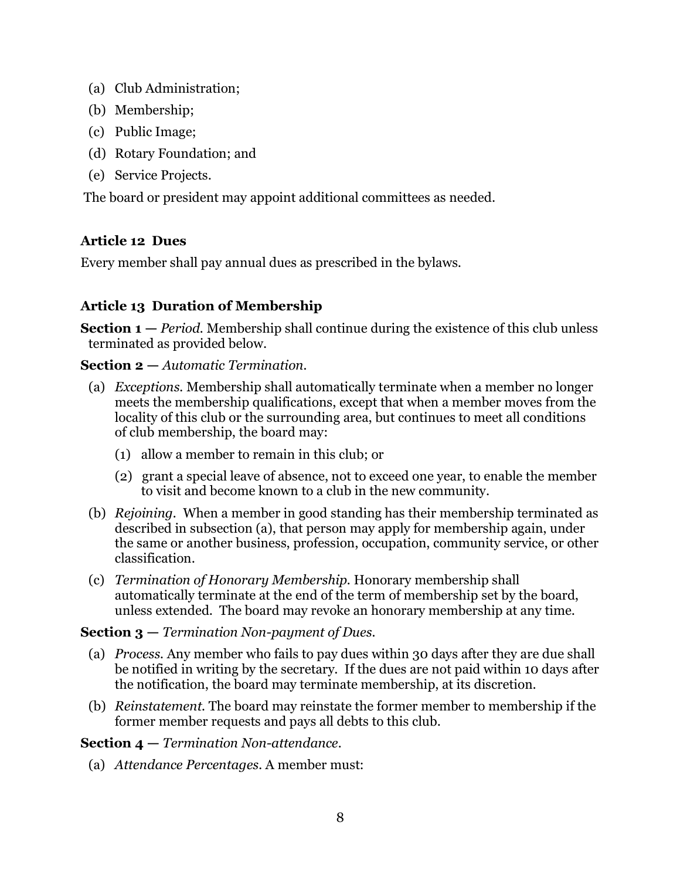(a) Club Administration;

(b) Membership;

(c) Public Image;

(d) Rotary Foundation; and

(e) Service Projects.

The board or president may appoint additional committees as needed.

**Article 12 Dues**

Every member shall pay annual dues as prescribed in the bylaws.

**Article 13 Duration of Membership**

**Section 1 —** *Period.* Membership shall continue during the existence of this club unless terminated as provided below.

**Section 2 —** *Automatic Termination.*

(a) *Exceptions.* Membership shall automatically terminate when a member no longer meets the membership qualifications, except that when a member moves from the locality of this club or the surrounding area, but continues to meet all conditions of club membership, the board may:

(1) allow a member to remain in this club; or

(2) grant a special leave of absence, not to exceed one year, to enable the member to visit and become known to a club in the new community.

(b) *Rejoining.* When a member in good standing has their membership terminated as described in subsection (a), that person may apply for membership again, under the same or another business, profession, occupation, community service, or other classification.

(c) *Termination of Honorary Membership.* Honorary membership shall automatically terminate at the end of the term of membership set by the board, unless extended. The board may revoke an honorary membership at any time.

**Section 3 —** *Termination Non-payment of Dues.*

(a) *Process.* Any member who fails to pay dues within 30 days after they are due shall be notified in writing by the secretary. If the dues are not paid within 10 days after the notification, the board may terminate membership, at its discretion.

(b) *Reinstatement.* The board may reinstate the former member to membership if the former member requests and pays all debts to this club.

**Section 4 —** *Termination Non-attendance.*

(a) *Attendance Percentages.* A member must: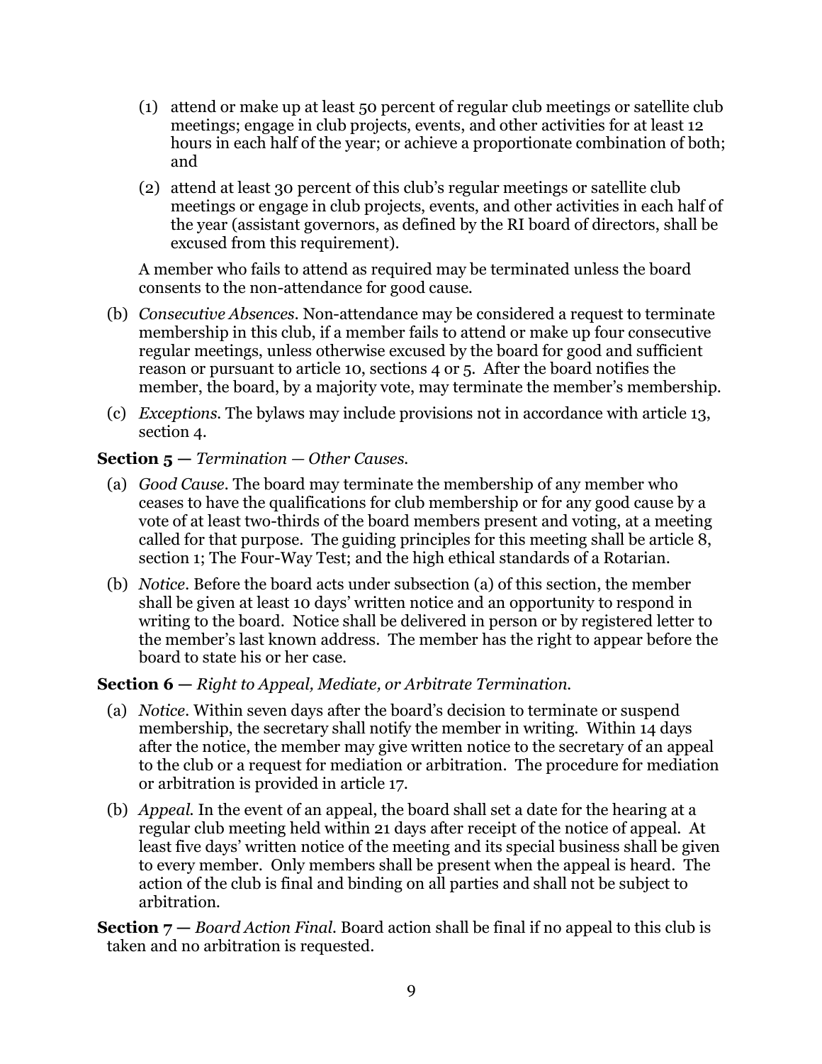(1) attend or make up at least 50 percent of regular club meetings or satellite club meetings; engage in club projects, events, and other activities for at least 12 hours in each half of the year; or achieve a proportionate combination of both; and

(2) attend at least 30 percent of this club's regular meetings or satellite club meetings or engage in club projects, events, and other activities in each half of the year (assistant governors, as defined by the RI board of directors, shall be excused from this requirement).

A member who fails to attend as required may be terminated unless the board consents to the non-attendance for good cause.

(b) *Consecutive Absences.* Non-attendance may be considered a request to terminate membership in this club, if a member fails to attend or make up four consecutive regular meetings, unless otherwise excused by the board for good and sufficient reason or pursuant to article 10, sections 4 or 5. After the board notifies the member, the board, by a majority vote, may terminate the member's membership.

(c) *Exceptions.* The bylaws may include provisions not in accordance with article 13, section 4.

**Section 5 —** *Termination — Other Causes.*

(a) *Good Cause.* The board may terminate the membership of any member who ceases to have the qualifications for club membership or for any good cause by a vote of at least two-thirds of the board members present and voting, at a meeting called for that purpose. The guiding principles for this meeting shall be article 8, section 1; The Four-Way Test; and the high ethical standards of a Rotarian.

(b) *Notice.* Before the board acts under subsection (a) of this section, the member shall be given at least 10 days' written notice and an opportunity to respond in writing to the board. Notice shall be delivered in person or by registered letter to the member's last known address. The member has the right to appear before the board to state his or her case.

**Section 6 —** *Right to Appeal, Mediate, or Arbitrate Termination.*

(a) *Notice.* Within seven days after the board's decision to terminate or suspend membership, the secretary shall notify the member in writing. Within 14 days after the notice, the member may give written notice to the secretary of an appeal to the club or a request for mediation or arbitration. The procedure for mediation or arbitration is provided in article 17.

(b) *Appeal.* In the event of an appeal, the board shall set a date for the hearing at a regular club meeting held within 21 days after receipt of the notice of appeal. At least five days' written notice of the meeting and its special business shall be given to every member. Only members shall be present when the appeal is heard. The action of the club is final and binding on all parties and shall not be subject to arbitration.

**Section 7 —** *Board Action Final.* Board action shall be final if no appeal to this club is taken and no arbitration is requested.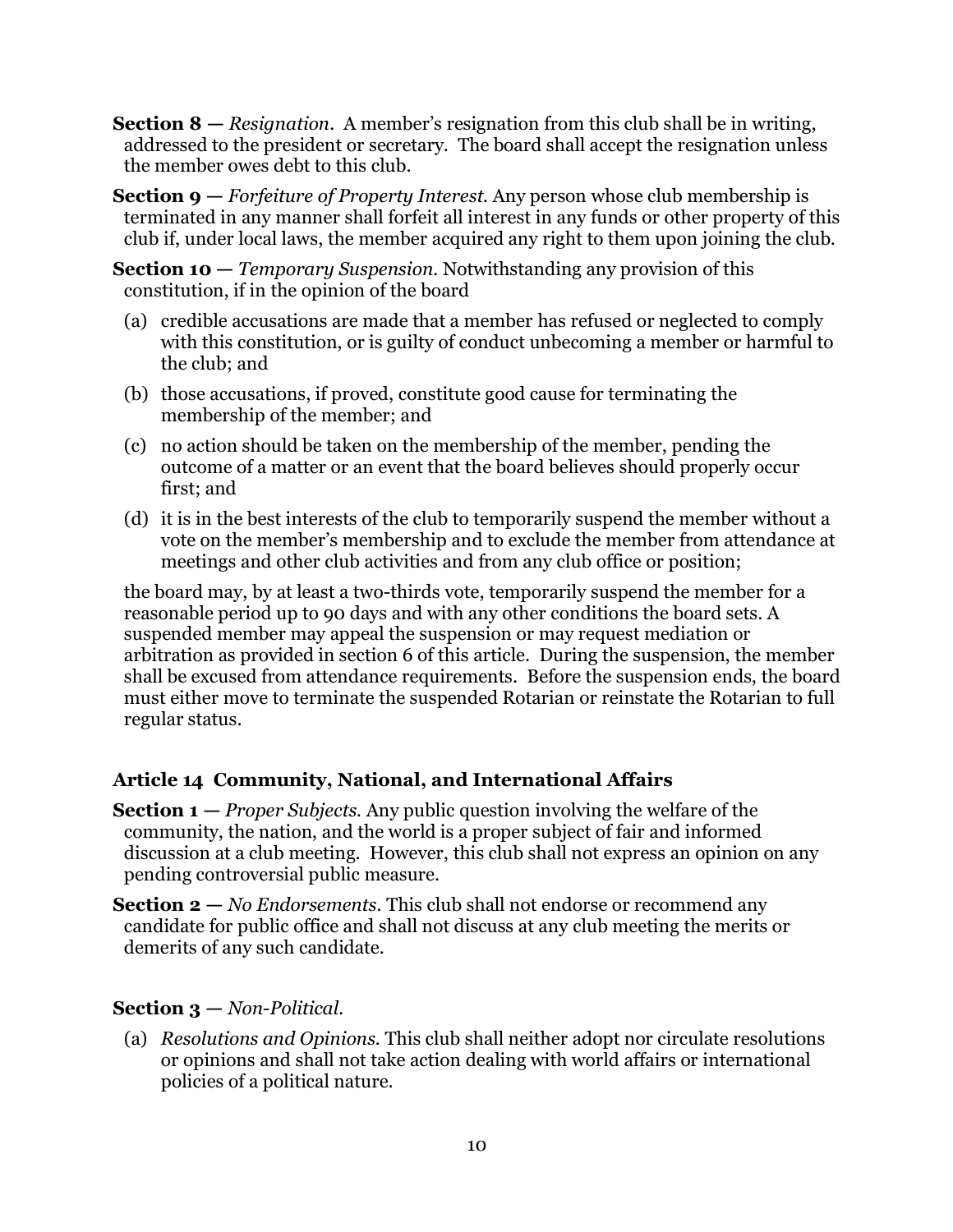**Section 8 —** *Resignation*. A member's resignation from this club shall be in writing, addressed to the president or secretary. The board shall accept the resignation unless the member owes debt to this club.

**Section 9 —** *Forfeiture of Property Interest.* Any person whose club membership is terminated in any manner shall forfeit all interest in any funds or other property of this club if, under local laws, the member acquired any right to them upon joining the club.

**Section 10 —** *Temporary Suspension.* Notwithstanding any provision of this constitution, if in the opinion of the board

(a) credible accusations are made that a member has refused or neglected to comply with this constitution, or is guilty of conduct unbecoming a member or harmful to the club; and

(b) those accusations, if proved, constitute good cause for terminating the membership of the member; and

(c) no action should be taken on the membership of the member, pending the outcome of a matter or an event that the board believes should properly occur first; and

(d) it is in the best interests of the club to temporarily suspend the member without a vote on the member's membership and to exclude the member from attendance at meetings and other club activities and from any club office or position;

the board may, by at least a two-thirds vote, temporarily suspend the member for a reasonable period up to 90 days and with any other conditions the board sets. A suspended member may appeal the suspension or may request mediation or arbitration as provided in section 6 of this article. During the suspension, the member shall be excused from attendance requirements. Before the suspension ends, the board must either move to terminate the suspended Rotarian or reinstate the Rotarian to full regular status.

### Article 14 Community, National, and International Affairs

**Section 1 —** *Proper Subjects.* Any public question involving the welfare of the community, the nation, and the world is a proper subject of fair and informed discussion at a club meeting. However, this club shall not express an opinion on any pending controversial public measure.

**Section 2 —** *No Endorsements.* This club shall not endorse or recommend any candidate for public office and shall not discuss at any club meeting the merits or demerits of any such candidate.

**Section 3 —** *Non-Political.*

(a) *Resolutions and Opinions.* This club shall neither adopt nor circulate resolutions or opinions and shall not take action dealing with world affairs or international policies of a political nature.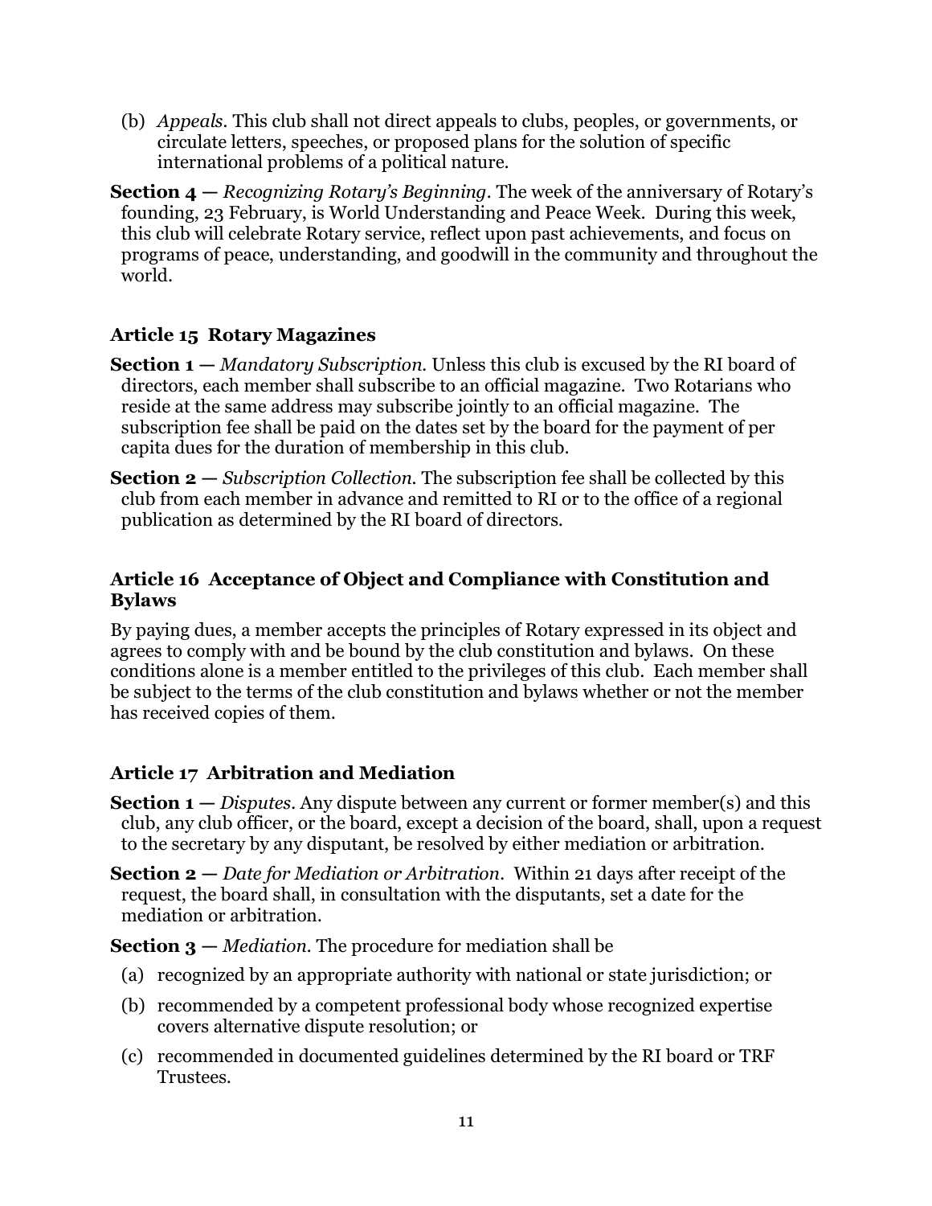(b) *Appeals*. This club shall not direct appeals to clubs, peoples, or governments, or circulate letters, speeches, or proposed plans for the solution of specific international problems of a political nature.

**Section 4 —** *Recognizing Rotary's Beginning*. The week of the anniversary of Rotary's founding, 23 February, is World Understanding and Peace Week. During this week, this club will celebrate Rotary service, reflect upon past achievements, and focus on programs of peace, understanding, and goodwill in the community and throughout the world.

### Article 15 Rotary Magazines

**Section 1 —** *Mandatory Subscription.* Unless this club is excused by the RI board of directors, each member shall subscribe to an official magazine. Two Rotarians who reside at the same address may subscribe jointly to an official magazine. The subscription fee shall be paid on the dates set by the board for the payment of per capita dues for the duration of membership in this club.

**Section 2 —** *Subscription Collection.* The subscription fee shall be collected by this club from each member in advance and remitted to RI or to the office of a regional publication as determined by the RI board of directors.

### Article 16 Acceptance of Object and Compliance with Constitution and Bylaws

By paying dues, a member accepts the principles of Rotary expressed in its object and agrees to comply with and be bound by the club constitution and bylaws. On these conditions alone is a member entitled to the privileges of this club. Each member shall be subject to the terms of the club constitution and bylaws whether or not the member has received copies of them.

### Article 17 Arbitration and Mediation

**Section 1 —** *Disputes*. Any dispute between any current or former member(s) and this club, any club officer, or the board, except a decision of the board, shall, upon a request to the secretary by any disputant, be resolved by either mediation or arbitration.

**Section 2 —** *Date for Mediation or Arbitration*. Within 21 days after receipt of the request, the board shall, in consultation with the disputants, set a date for the mediation or arbitration.

**Section 3 —** *Mediation.* The procedure for mediation shall be

(a) recognized by an appropriate authority with national or state jurisdiction; or

(b) recommended by a competent professional body whose recognized expertise covers alternative dispute resolution; or

(c) recommended in documented guidelines determined by the RI board or TRF Trustees.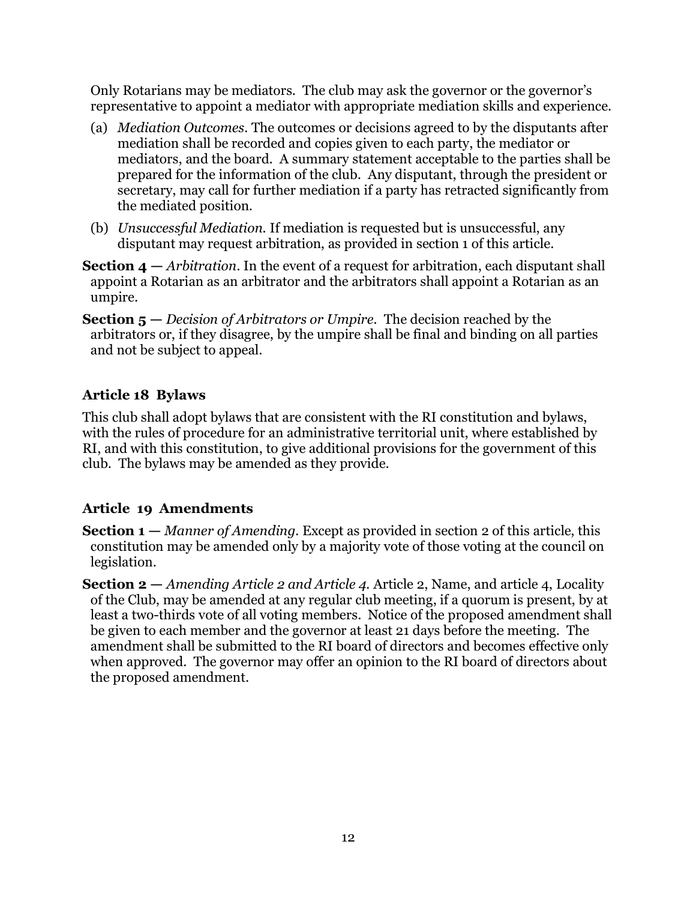Only Rotarians may be mediators. The club may ask the governor or the governor's representative to appoint a mediator with appropriate mediation skills and experience.

(a) *Mediation Outcomes.* The outcomes or decisions agreed to by the disputants after mediation shall be recorded and copies given to each party, the mediator or mediators, and the board. A summary statement acceptable to the parties shall be prepared for the information of the club. Any disputant, through the president or secretary, may call for further mediation if a party has retracted significantly from the mediated position.

(b) *Unsuccessful Mediation.* If mediation is requested but is unsuccessful, any disputant may request arbitration, as provided in section 1 of this article.

**Section 4 —** *Arbitration*. In the event of a request for arbitration, each disputant shall appoint a Rotarian as an arbitrator and the arbitrators shall appoint a Rotarian as an umpire.

**Section 5 —** *Decision of Arbitrators or Umpire.* The decision reached by the arbitrators or, if they disagree, by the umpire shall be final and binding on all parties and not be subject to appeal.

### Article 18 Bylaws

This club shall adopt bylaws that are consistent with the RI constitution and bylaws, with the rules of procedure for an administrative territorial unit, where established by RI, and with this constitution, to give additional provisions for the government of this club. The bylaws may be amended as they provide.

### Article 19 Amendments

**Section 1 —** *Manner of Amending.* Except as provided in section 2 of this article, this constitution may be amended only by a majority vote of those voting at the council on legislation.

**Section 2 —** *Amending Article 2 and Article 4.* Article 2, Name, and article 4, Locality of the Club, may be amended at any regular club meeting, if a quorum is present, by at least a two-thirds vote of all voting members. Notice of the proposed amendment shall be given to each member and the governor at least 21 days before the meeting. The amendment shall be submitted to the RI board of directors and becomes effective only when approved. The governor may offer an opinion to the RI board of directors about the proposed amendment.